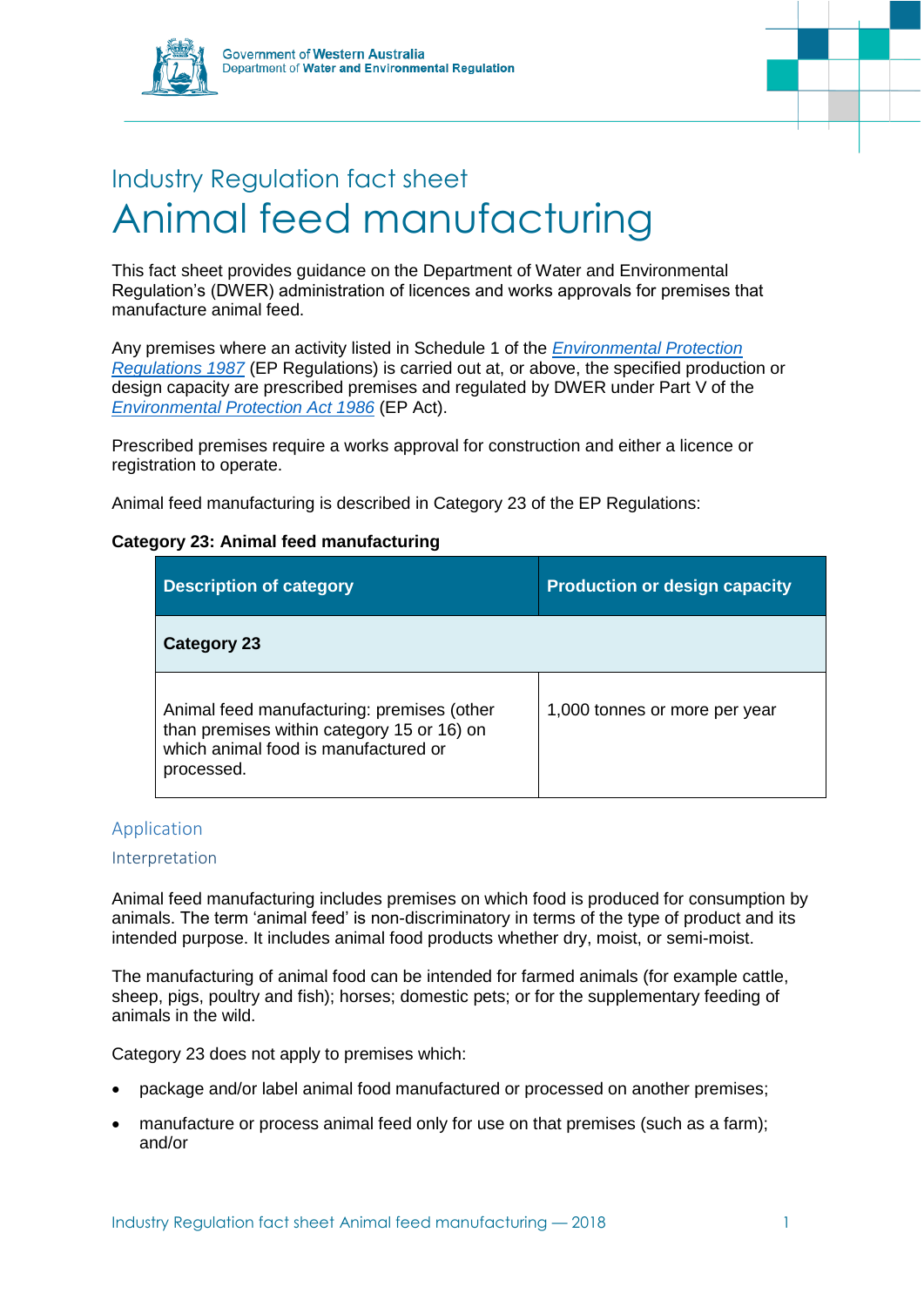Government of Western Australia
Department of Water and Environmental Regulation

## Industry Regulation fact sheet

# Animal feed manufacturing

This fact sheet provides guidance on the Department of Water and Environmental Regulation's (DWER) administration of licences and works approvals for premises that manufacture animal feed.

Any premises where an activity listed in Schedule 1 of the *Environmental Protection Regulations 1987* (EP Regulations) is carried out at, or above, the specified production or design capacity are prescribed premises and regulated by DWER under Part V of the *Environmental Protection Act 1986* (EP Act).

Prescribed premises require a works approval for construction and either a licence or registration to operate.

Animal feed manufacturing is described in Category 23 of the EP Regulations:

**Category 23: Animal feed manufacturing**

| Description of category | Production or design capacity |
|---|---|
| **Category 23** | |
| Animal feed manufacturing: premises (other than premises within category 15 or 16) on which animal food is manufactured or processed. | 1,000 tonnes or more per year |

## Application

### Interpretation

Animal feed manufacturing includes premises on which food is produced for consumption by animals. The term 'animal feed' is non-discriminatory in terms of the type of product and its intended purpose. It includes animal food products whether dry, moist, or semi-moist.

The manufacturing of animal food can be intended for farmed animals (for example cattle, sheep, pigs, poultry and fish); horses; domestic pets; or for the supplementary feeding of animals in the wild.

Category 23 does not apply to premises which:

- package and/or label animal food manufactured or processed on another premises;
- manufacture or process animal feed only for use on that premises (such as a farm); and/or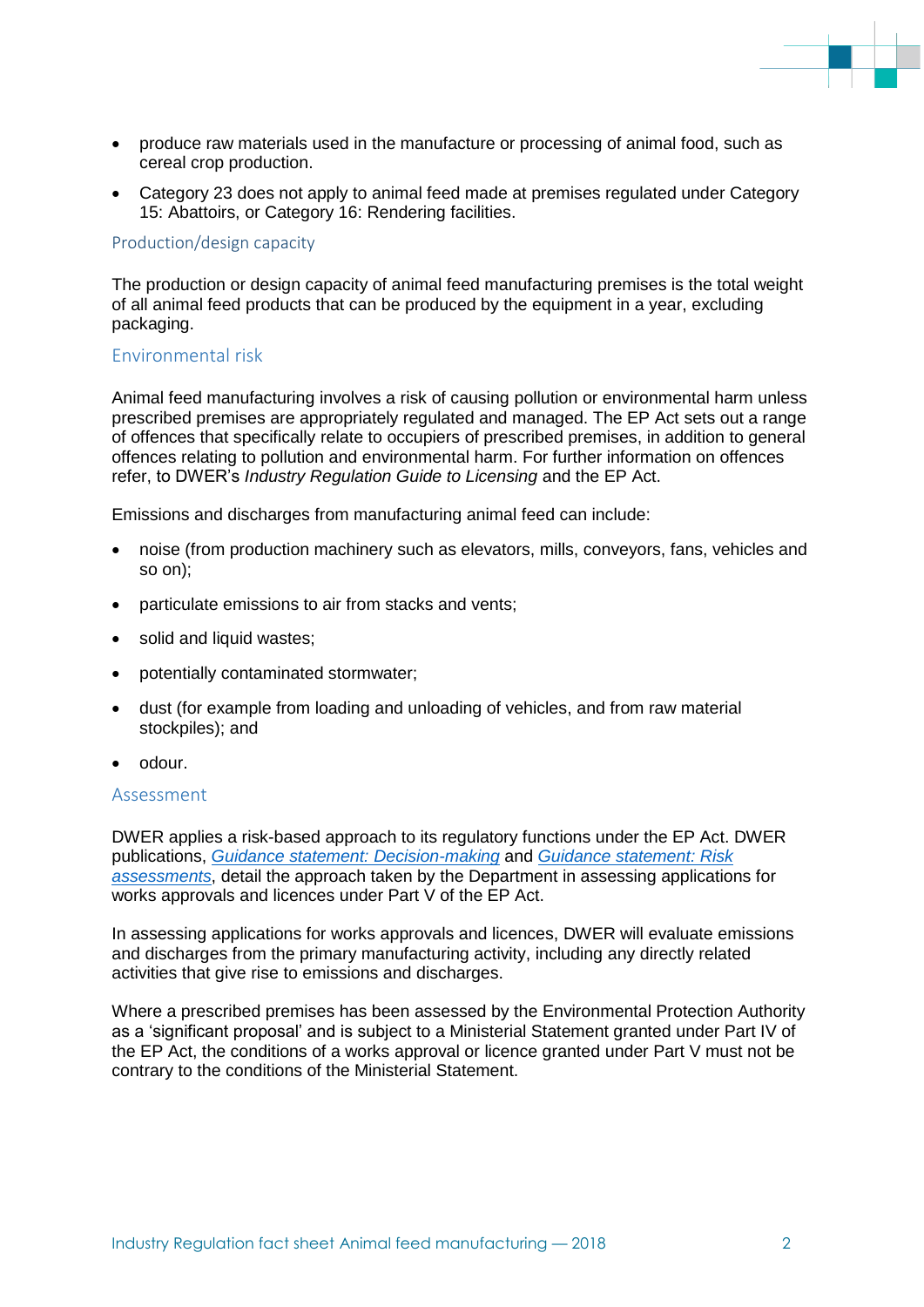- produce raw materials used in the manufacture or processing of animal food, such as cereal crop production.
- Category 23 does not apply to animal feed made at premises regulated under Category 15: Abattoirs, or Category 16: Rendering facilities.

## Production/design capacity

The production or design capacity of animal feed manufacturing premises is the total weight of all animal feed products that can be produced by the equipment in a year, excluding packaging.

## Environmental risk

Animal feed manufacturing involves a risk of causing pollution or environmental harm unless prescribed premises are appropriately regulated and managed. The EP Act sets out a range of offences that specifically relate to occupiers of prescribed premises, in addition to general offences relating to pollution and environmental harm. For further information on offences refer, to DWER's *Industry Regulation Guide to Licensing* and the EP Act.

Emissions and discharges from manufacturing animal feed can include:

- noise (from production machinery such as elevators, mills, conveyors, fans, vehicles and so on);
- particulate emissions to air from stacks and vents;
- solid and liquid wastes;
- potentially contaminated stormwater;
- dust (for example from loading and unloading of vehicles, and from raw material stockpiles); and
- odour.

## Assessment

DWER applies a risk-based approach to its regulatory functions under the EP Act. DWER publications, *Guidance statement: Decision-making* and *Guidance statement: Risk assessments*, detail the approach taken by the Department in assessing applications for works approvals and licences under Part V of the EP Act.

In assessing applications for works approvals and licences, DWER will evaluate emissions and discharges from the primary manufacturing activity, including any directly related activities that give rise to emissions and discharges.

Where a prescribed premises has been assessed by the Environmental Protection Authority as a 'significant proposal' and is subject to a Ministerial Statement granted under Part IV of the EP Act, the conditions of a works approval or licence granted under Part V must not be contrary to the conditions of the Ministerial Statement.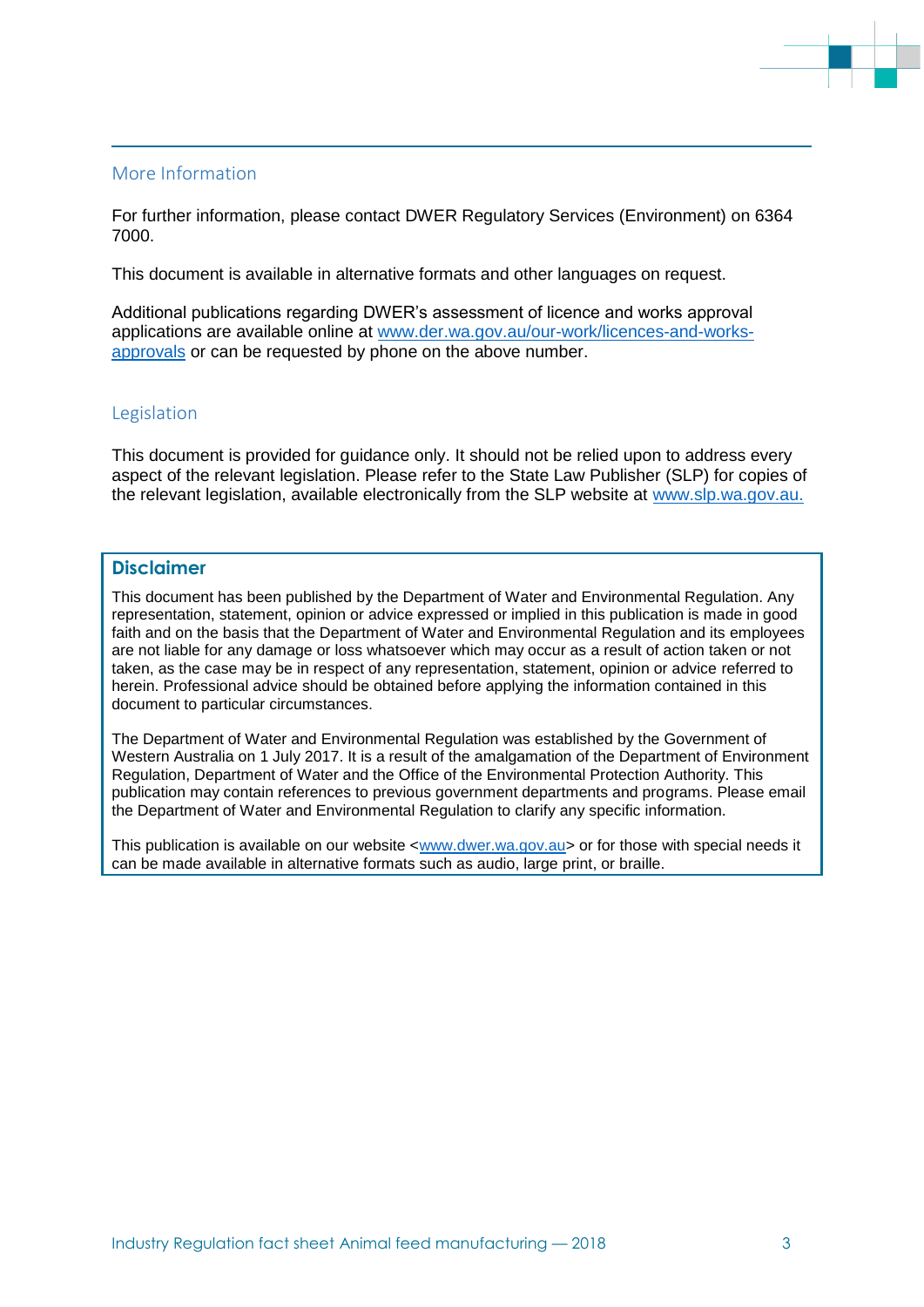## More Information

For further information, please contact DWER Regulatory Services (Environment) on 6364 7000.

This document is available in alternative formats and other languages on request.

Additional publications regarding DWER's assessment of licence and works approval applications are available online at [www.der.wa.gov.au/our-work/licences-and-works-approvals](www.der.wa.gov.au/our-work/licences-and-works-approvals) or can be requested by phone on the above number.

## Legislation

This document is provided for guidance only. It should not be relied upon to address every aspect of the relevant legislation. Please refer to the State Law Publisher (SLP) for copies of the relevant legislation, available electronically from the SLP website at [www.slp.wa.gov.au.](www.slp.wa.gov.au)

### Disclaimer

This document has been published by the Department of Water and Environmental Regulation. Any representation, statement, opinion or advice expressed or implied in this publication is made in good faith and on the basis that the Department of Water and Environmental Regulation and its employees are not liable for any damage or loss whatsoever which may occur as a result of action taken or not taken, as the case may be in respect of any representation, statement, opinion or advice referred to herein. Professional advice should be obtained before applying the information contained in this document to particular circumstances.

The Department of Water and Environmental Regulation was established by the Government of Western Australia on 1 July 2017. It is a result of the amalgamation of the Department of Environment Regulation, Department of Water and the Office of the Environmental Protection Authority. This publication may contain references to previous government departments and programs. Please email the Department of Water and Environmental Regulation to clarify any specific information.

This publication is available on our website <[www.dwer.wa.gov.au](www.dwer.wa.gov.au)> or for those with special needs it can be made available in alternative formats such as audio, large print, or braille.